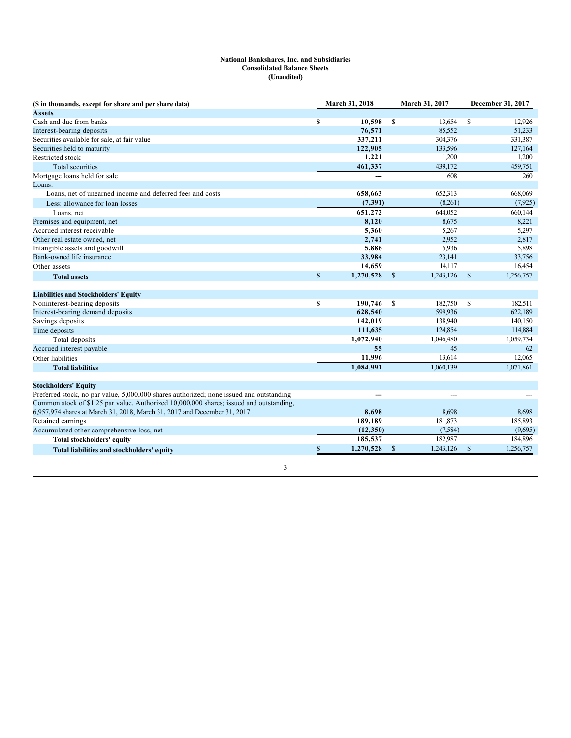# National Bankshares, Inc. and Subsidiaries
## Consolidated Balance Sheets
## (Unaudited)

| ($ in thousands, except for share and per share data) | March 31, 2018 | March 31, 2017 | December 31, 2017 |
|---|---|---|---|
| **Assets** | | | |
| Cash and due from banks | **$ 10,598** | $ 13,654 | $ 12,926 |
| Interest-bearing deposits | **76,571** | 85,552 | 51,233 |
| Securities available for sale, at fair value | **337,211** | 304,376 | 331,387 |
| Securities held to maturity | **122,905** | 133,596 | 127,164 |
| Restricted stock | **1,221** | 1,200 | 1,200 |
| Total securities | **461,337** | 439,172 | 459,751 |
| Mortgage loans held for sale | **—** | 608 | 260 |
| Loans: | | | |
| Loans, net of unearned income and deferred fees and costs | **658,663** | 652,313 | 668,069 |
| Less: allowance for loan losses | **(7,391)** | (8,261) | (7,925) |
| Loans, net | **651,272** | 644,052 | 660,144 |
| Premises and equipment, net | **8,120** | 8,675 | 8,221 |
| Accrued interest receivable | **5,360** | 5,267 | 5,297 |
| Other real estate owned, net | **2,741** | 2,952 | 2,817 |
| Intangible assets and goodwill | **5,886** | 5,936 | 5,898 |
| Bank-owned life insurance | **33,984** | 23,141 | 33,756 |
| Other assets | **14,659** | 14,117 | 16,454 |
| **Total assets** | **$ 1,270,528** | $ 1,243,126 | $ 1,256,757 |
| | | | |
| **Liabilities and Stockholders' Equity** | | | |
| Noninterest-bearing deposits | **$ 190,746** | $ 182,750 | $ 182,511 |
| Interest-bearing demand deposits | **628,540** | 599,936 | 622,189 |
| Savings deposits | **142,019** | 138,940 | 140,150 |
| Time deposits | **111,635** | 124,854 | 114,884 |
| Total deposits | **1,072,940** | 1,046,480 | 1,059,734 |
| Accrued interest payable | **55** | 45 | 62 |
| Other liabilities | **11,996** | 13,614 | 12,065 |
| **Total liabilities** | **1,084,991** | 1,060,139 | 1,071,861 |
| | | | |
| **Stockholders' Equity** | | | |
| Preferred stock, no par value, 5,000,000 shares authorized; none issued and outstanding | **—** | --- | --- |
| Common stock of $1.25 par value. Authorized 10,000,000 shares; issued and outstanding, 6,957,974 shares at March 31, 2018, March 31, 2017 and December 31, 2017 | **8,698** | 8,698 | 8,698 |
| Retained earnings | **189,189** | 181,873 | 185,893 |
| Accumulated other comprehensive loss, net | **(12,350)** | (7,584) | (9,695) |
| **Total stockholders' equity** | **185,537** | 182,987 | 184,896 |
| **Total liabilities and stockholders' equity** | **$ 1,270,528** | $ 1,243,126 | $ 1,256,757 |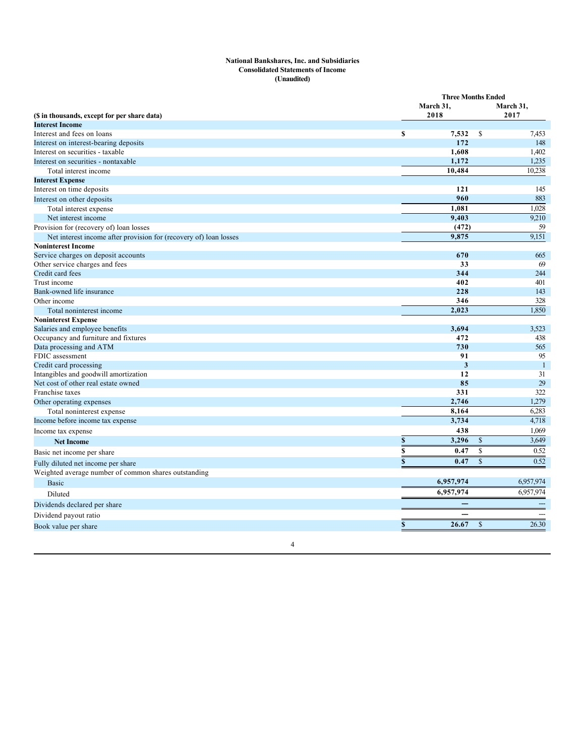**National Bankshares, Inc. and Subsidiaries**
**Consolidated Statements of Income**
**(Unaudited)**

| ($ in thousands, except for per share data) | Three Months Ended March 31, 2018 | Three Months Ended March 31, 2017 |
|---|---|---|
| **Interest Income** | | |
| Interest and fees on loans | $ 7,532 | $ 7,453 |
| Interest on interest-bearing deposits | 172 | 148 |
| Interest on securities - taxable | 1,608 | 1,402 |
| Interest on securities - nontaxable | 1,172 | 1,235 |
| Total interest income | 10,484 | 10,238 |
| **Interest Expense** | | |
| Interest on time deposits | 121 | 145 |
| Interest on other deposits | 960 | 883 |
| Total interest expense | 1,081 | 1,028 |
| Net interest income | 9,403 | 9,210 |
| Provision for (recovery of) loan losses | (472) | 59 |
| Net interest income after provision for (recovery of) loan losses | 9,875 | 9,151 |
| **Noninterest Income** | | |
| Service charges on deposit accounts | 670 | 665 |
| Other service charges and fees | 33 | 69 |
| Credit card fees | 344 | 244 |
| Trust income | 402 | 401 |
| Bank-owned life insurance | 228 | 143 |
| Other income | 346 | 328 |
| Total noninterest income | 2,023 | 1,850 |
| **Noninterest Expense** | | |
| Salaries and employee benefits | 3,694 | 3,523 |
| Occupancy and furniture and fixtures | 472 | 438 |
| Data processing and ATM | 730 | 565 |
| FDIC assessment | 91 | 95 |
| Credit card processing | 3 | 1 |
| Intangibles and goodwill amortization | 12 | 31 |
| Net cost of other real estate owned | 85 | 29 |
| Franchise taxes | 331 | 322 |
| Other operating expenses | 2,746 | 1,279 |
| Total noninterest expense | 8,164 | 6,283 |
| Income before income tax expense | 3,734 | 4,718 |
| Income tax expense | 438 | 1,069 |
| **Net Income** | $ 3,296 | $ 3,649 |
| Basic net income per share | $ 0.47 | $ 0.52 |
| Fully diluted net income per share | $ 0.47 | $ 0.52 |
| Weighted average number of common shares outstanding | | |
| Basic | 6,957,974 | 6,957,974 |
| Diluted | 6,957,974 | 6,957,974 |
| Dividends declared per share | — | — |
| Dividend payout ratio | — | — |
| Book value per share | $ 26.67 | $ 26.30 |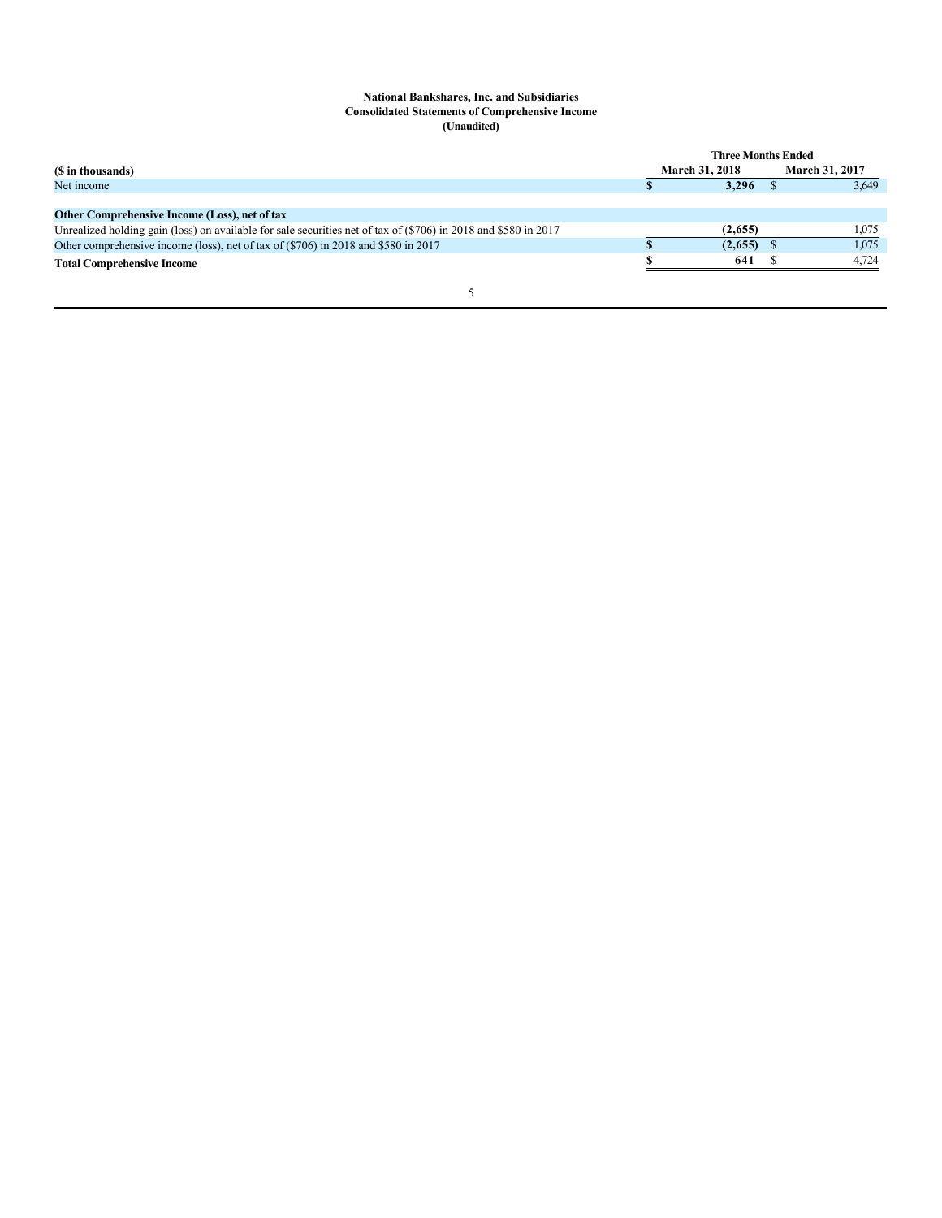**National Bankshares, Inc. and Subsidiaries**
**Consolidated Statements of Comprehensive Income**
**(Unaudited)**

| | Three Months Ended | |
|---|---|---|
| **($ in thousands)** | **March 31, 2018** | **March 31, 2017** |
| Net income | **$ 3,296** | $ 3,649 |
| | | |
| **Other Comprehensive Income (Loss), net of tax** | | |
| Unrealized holding gain (loss) on available for sale securities net of tax of ($706) in 2018 and $580 in 2017 | **(2,655)** | 1,075 |
| Other comprehensive income (loss), net of tax of ($706) in 2018 and $580 in 2017 | **$ (2,655)** | $ 1,075 |
| **Total Comprehensive Income** | **$ 641** | $ 4,724 |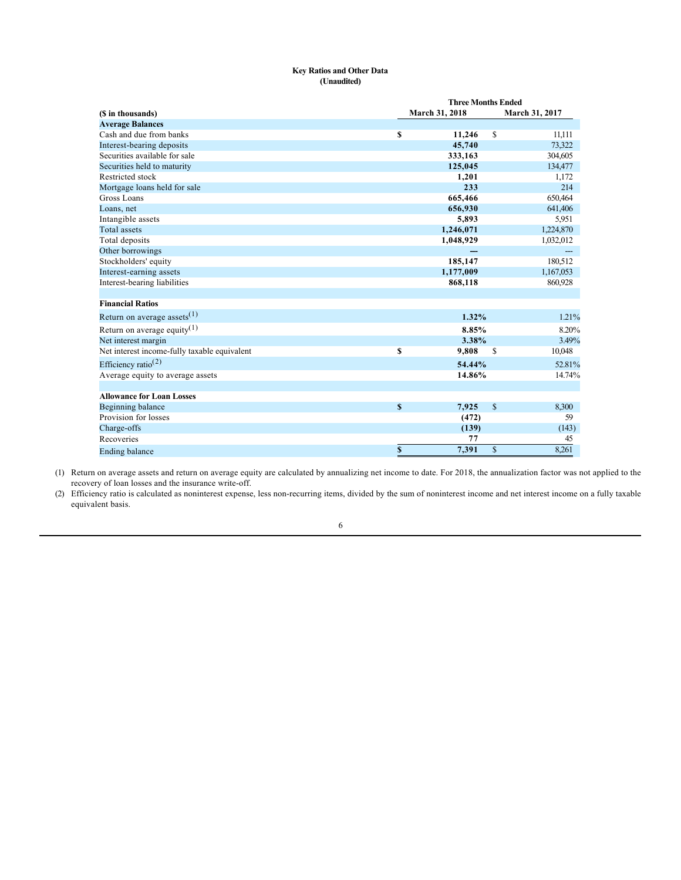**Key Ratios and Other Data**
**(Unaudited)**

| ($ in thousands) | Three Months Ended March 31, 2018 | Three Months Ended March 31, 2017 |
|---|---|---|
| **Average Balances** | | |
| Cash and due from banks | $ 11,246 | $ 11,111 |
| Interest-bearing deposits | 45,740 | 73,322 |
| Securities available for sale | 333,163 | 304,605 |
| Securities held to maturity | 125,045 | 134,477 |
| Restricted stock | 1,201 | 1,172 |
| Mortgage loans held for sale | 233 | 214 |
| Gross Loans | 665,466 | 650,464 |
| Loans, net | 656,930 | 641,406 |
| Intangible assets | 5,893 | 5,951 |
| Total assets | 1,246,071 | 1,224,870 |
| Total deposits | 1,048,929 | 1,032,012 |
| Other borrowings | — | --- |
| Stockholders' equity | 185,147 | 180,512 |
| Interest-earning assets | 1,177,009 | 1,167,053 |
| Interest-bearing liabilities | 868,118 | 860,928 |
| | | |
| **Financial Ratios** | | |
| Return on average assets(1) | 1.32% | 1.21% |
| Return on average equity(1) | 8.85% | 8.20% |
| Net interest margin | 3.38% | 3.49% |
| Net interest income-fully taxable equivalent | $ 9,808 | $ 10,048 |
| Efficiency ratio(2) | 54.44% | 52.81% |
| Average equity to average assets | 14.86% | 14.74% |
| | | |
| **Allowance for Loan Losses** | | |
| Beginning balance | $ 7,925 | $ 8,300 |
| Provision for losses | (472) | 59 |
| Charge-offs | (139) | (143) |
| Recoveries | 77 | 45 |
| Ending balance | $ 7,391 | $ 8,261 |

(1) Return on average assets and return on average equity are calculated by annualizing net income to date. For 2018, the annualization factor was not applied to the recovery of loan losses and the insurance write-off.

(2) Efficiency ratio is calculated as noninterest expense, less non-recurring items, divided by the sum of noninterest income and net interest income on a fully taxable equivalent basis.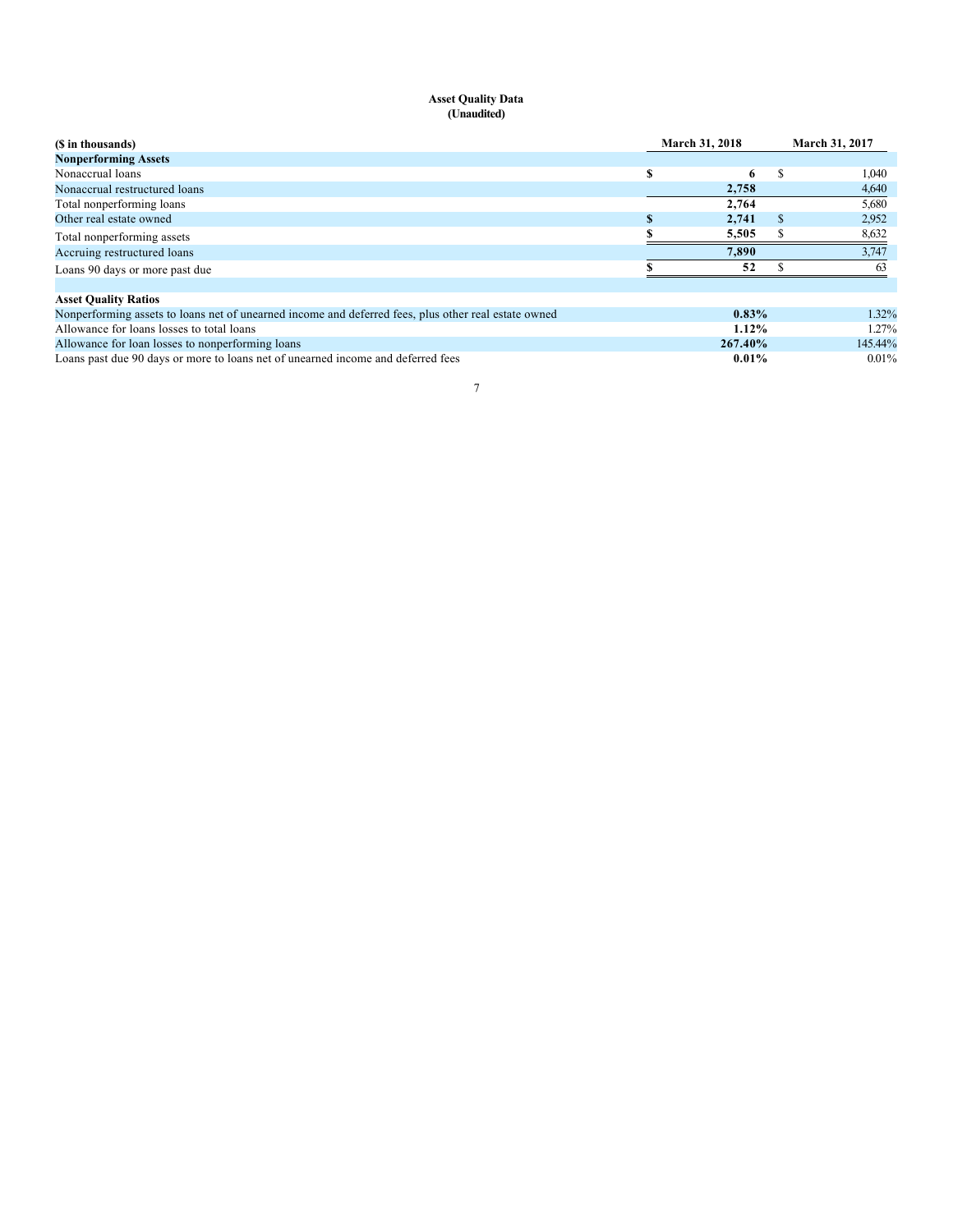**Asset Quality Data**
**(Unaudited)**

| ($ in thousands) | March 31, 2018 | March 31, 2017 |
|---|---|---|
| **Nonperforming Assets** | | |
| Nonaccrual loans | $ 6 | $ 1,040 |
| Nonaccrual restructured loans | 2,758 | 4,640 |
| Total nonperforming loans | 2,764 | 5,680 |
| Other real estate owned | $ 2,741 | $ 2,952 |
| Total nonperforming assets | $ 5,505 | $ 8,632 |
| Accruing restructured loans | 7,890 | 3,747 |
| Loans 90 days or more past due | $ 52 | $ 63 |
| | | |
| **Asset Quality Ratios** | | |
| Nonperforming assets to loans net of unearned income and deferred fees, plus other real estate owned | 0.83% | 1.32% |
| Allowance for loans losses to total loans | 1.12% | 1.27% |
| Allowance for loan losses to nonperforming loans | 267.40% | 145.44% |
| Loans past due 90 days or more to loans net of unearned income and deferred fees | 0.01% | 0.01% |